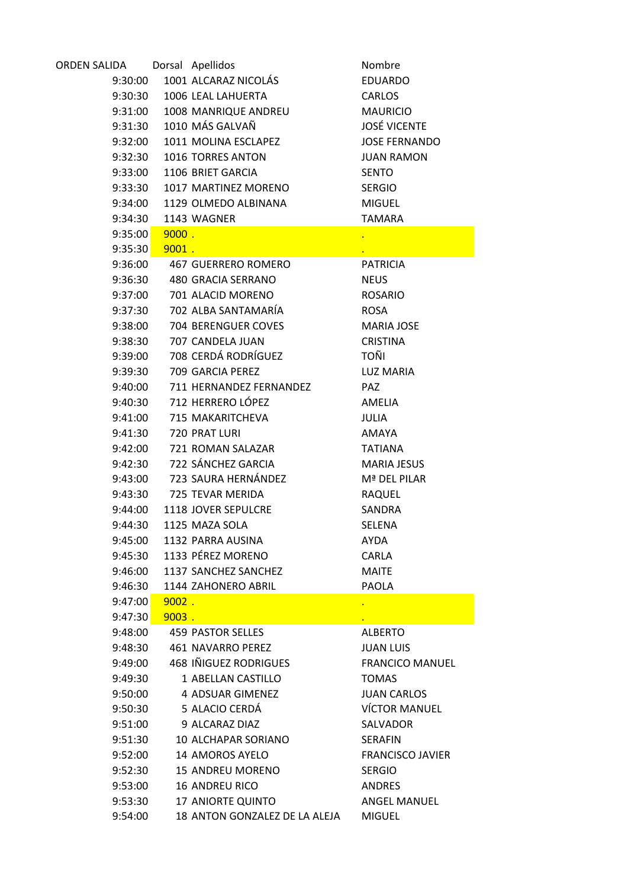| ORDEN SALIDA | Dorsal | Apellidos | Nombre |
|---|---|---|---|
| 9:30:00 | 1001 | ALCARAZ NICOLÁS | EDUARDO |
| 9:30:30 | 1006 | LEAL LAHUERTA | CARLOS |
| 9:31:00 | 1008 | MANRIQUE ANDREU | MAURICIO |
| 9:31:30 | 1010 | MÁS GALVAÑ | JOSÉ VICENTE |
| 9:32:00 | 1011 | MOLINA ESCLAPEZ | JOSE FERNANDO |
| 9:32:30 | 1016 | TORRES ANTON | JUAN RAMON |
| 9:33:00 | 1106 | BRIET GARCIA | SENTO |
| 9:33:30 | 1017 | MARTINEZ MORENO | SERGIO |
| 9:34:00 | 1129 | OLMEDO ALBINANA | MIGUEL |
| 9:34:30 | 1143 | WAGNER | TAMARA |
| 9:35:00 | 9000 | . | . |
| 9:35:30 | 9001 | . | . |
| 9:36:00 | 467 | GUERRERO ROMERO | PATRICIA |
| 9:36:30 | 480 | GRACIA SERRANO | NEUS |
| 9:37:00 | 701 | ALACID MORENO | ROSARIO |
| 9:37:30 | 702 | ALBA SANTAMARÍA | ROSA |
| 9:38:00 | 704 | BERENGUER COVES | MARIA JOSE |
| 9:38:30 | 707 | CANDELA JUAN | CRISTINA |
| 9:39:00 | 708 | CERDÁ RODRÍGUEZ | TOÑI |
| 9:39:30 | 709 | GARCIA PEREZ | LUZ MARIA |
| 9:40:00 | 711 | HERNANDEZ FERNANDEZ | PAZ |
| 9:40:30 | 712 | HERRERO LÓPEZ | AMELIA |
| 9:41:00 | 715 | MAKARITCHEVA | JULIA |
| 9:41:30 | 720 | PRAT LURI | AMAYA |
| 9:42:00 | 721 | ROMAN SALAZAR | TATIANA |
| 9:42:30 | 722 | SÁNCHEZ GARCIA | MARIA JESUS |
| 9:43:00 | 723 | SAURA HERNÁNDEZ | Mª DEL PILAR |
| 9:43:30 | 725 | TEVAR MERIDA | RAQUEL |
| 9:44:00 | 1118 | JOVER SEPULCRE | SANDRA |
| 9:44:30 | 1125 | MAZA SOLA | SELENA |
| 9:45:00 | 1132 | PARRA AUSINA | AYDA |
| 9:45:30 | 1133 | PÉREZ MORENO | CARLA |
| 9:46:00 | 1137 | SANCHEZ SANCHEZ | MAITE |
| 9:46:30 | 1144 | ZAHONERO ABRIL | PAOLA |
| 9:47:00 | 9002 | . | . |
| 9:47:30 | 9003 | . | . |
| 9:48:00 | 459 | PASTOR SELLES | ALBERTO |
| 9:48:30 | 461 | NAVARRO PEREZ | JUAN LUIS |
| 9:49:00 | 468 | IÑIGUEZ RODRIGUES | FRANCICO MANUEL |
| 9:49:30 | 1 | ABELLAN CASTILLO | TOMAS |
| 9:50:00 | 4 | ADSUAR GIMENEZ | JUAN CARLOS |
| 9:50:30 | 5 | ALACIO CERDÁ | VÍCTOR MANUEL |
| 9:51:00 | 9 | ALCARAZ DIAZ | SALVADOR |
| 9:51:30 | 10 | ALCHAPAR SORIANO | SERAFIN |
| 9:52:00 | 14 | AMOROS AYELO | FRANCISCO JAVIER |
| 9:52:30 | 15 | ANDREU MORENO | SERGIO |
| 9:53:00 | 16 | ANDREU RICO | ANDRES |
| 9:53:30 | 17 | ANIORTE QUINTO | ANGEL MANUEL |
| 9:54:00 | 18 | ANTON GONZALEZ DE LA ALEJA | MIGUEL |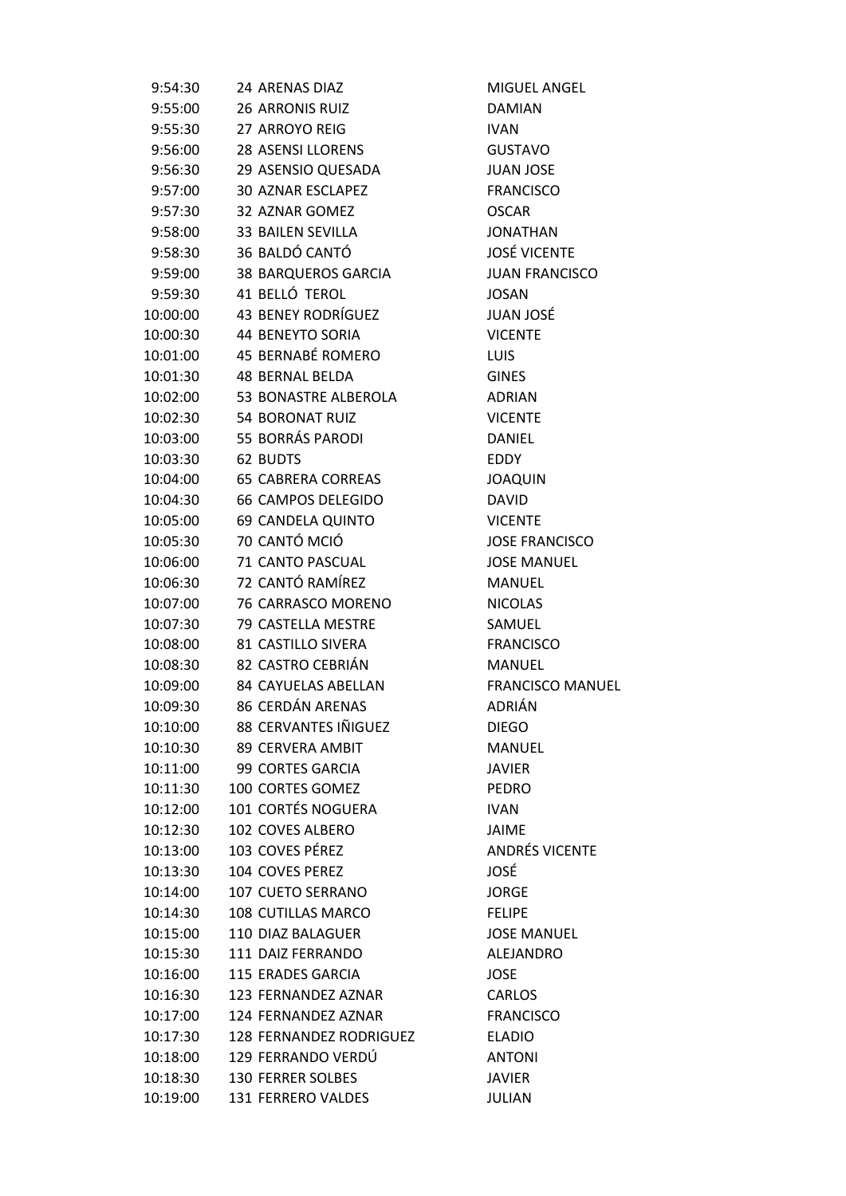| | | | |
|---|---|---|---|
| 9:54:30 | 24 | ARENAS DIAZ | MIGUEL ANGEL |
| 9:55:00 | 26 | ARRONIS RUIZ | DAMIAN |
| 9:55:30 | 27 | ARROYO REIG | IVAN |
| 9:56:00 | 28 | ASENSI LLORENS | GUSTAVO |
| 9:56:30 | 29 | ASENSIO QUESADA | JUAN JOSE |
| 9:57:00 | 30 | AZNAR ESCLAPEZ | FRANCISCO |
| 9:57:30 | 32 | AZNAR GOMEZ | OSCAR |
| 9:58:00 | 33 | BAILEN SEVILLA | JONATHAN |
| 9:58:30 | 36 | BALDÓ CANTÓ | JOSÉ VICENTE |
| 9:59:00 | 38 | BARQUEROS GARCIA | JUAN FRANCISCO |
| 9:59:30 | 41 | BELLÓ TEROL | JOSAN |
| 10:00:00 | 43 | BENEY RODRÍGUEZ | JUAN JOSÉ |
| 10:00:30 | 44 | BENEYTO SORIA | VICENTE |
| 10:01:00 | 45 | BERNABÉ ROMERO | LUIS |
| 10:01:30 | 48 | BERNAL BELDA | GINES |
| 10:02:00 | 53 | BONASTRE ALBEROLA | ADRIAN |
| 10:02:30 | 54 | BORONAT RUIZ | VICENTE |
| 10:03:00 | 55 | BORRÁS PARODI | DANIEL |
| 10:03:30 | 62 | BUDTS | EDDY |
| 10:04:00 | 65 | CABRERA CORREAS | JOAQUIN |
| 10:04:30 | 66 | CAMPOS DELEGIDO | DAVID |
| 10:05:00 | 69 | CANDELA QUINTO | VICENTE |
| 10:05:30 | 70 | CANTÓ MCIÓ | JOSE FRANCISCO |
| 10:06:00 | 71 | CANTO PASCUAL | JOSE MANUEL |
| 10:06:30 | 72 | CANTÓ RAMÍREZ | MANUEL |
| 10:07:00 | 76 | CARRASCO MORENO | NICOLAS |
| 10:07:30 | 79 | CASTELLA MESTRE | SAMUEL |
| 10:08:00 | 81 | CASTILLO SIVERA | FRANCISCO |
| 10:08:30 | 82 | CASTRO CEBRIÁN | MANUEL |
| 10:09:00 | 84 | CAYUELAS ABELLAN | FRANCISCO MANUEL |
| 10:09:30 | 86 | CERDÁN ARENAS | ADRIÁN |
| 10:10:00 | 88 | CERVANTES IÑIGUEZ | DIEGO |
| 10:10:30 | 89 | CERVERA AMBIT | MANUEL |
| 10:11:00 | 99 | CORTES GARCIA | JAVIER |
| 10:11:30 | 100 | CORTES GOMEZ | PEDRO |
| 10:12:00 | 101 | CORTÉS NOGUERA | IVAN |
| 10:12:30 | 102 | COVES ALBERO | JAIME |
| 10:13:00 | 103 | COVES PÉREZ | ANDRÉS VICENTE |
| 10:13:30 | 104 | COVES PEREZ | JOSÉ |
| 10:14:00 | 107 | CUETO SERRANO | JORGE |
| 10:14:30 | 108 | CUTILLAS MARCO | FELIPE |
| 10:15:00 | 110 | DIAZ BALAGUER | JOSE MANUEL |
| 10:15:30 | 111 | DAIZ FERRANDO | ALEJANDRO |
| 10:16:00 | 115 | ERADES GARCIA | JOSE |
| 10:16:30 | 123 | FERNANDEZ AZNAR | CARLOS |
| 10:17:00 | 124 | FERNANDEZ AZNAR | FRANCISCO |
| 10:17:30 | 128 | FERNANDEZ RODRIGUEZ | ELADIO |
| 10:18:00 | 129 | FERRANDO VERDÚ | ANTONI |
| 10:18:30 | 130 | FERRER SOLBES | JAVIER |
| 10:19:00 | 131 | FERRERO VALDES | JULIAN |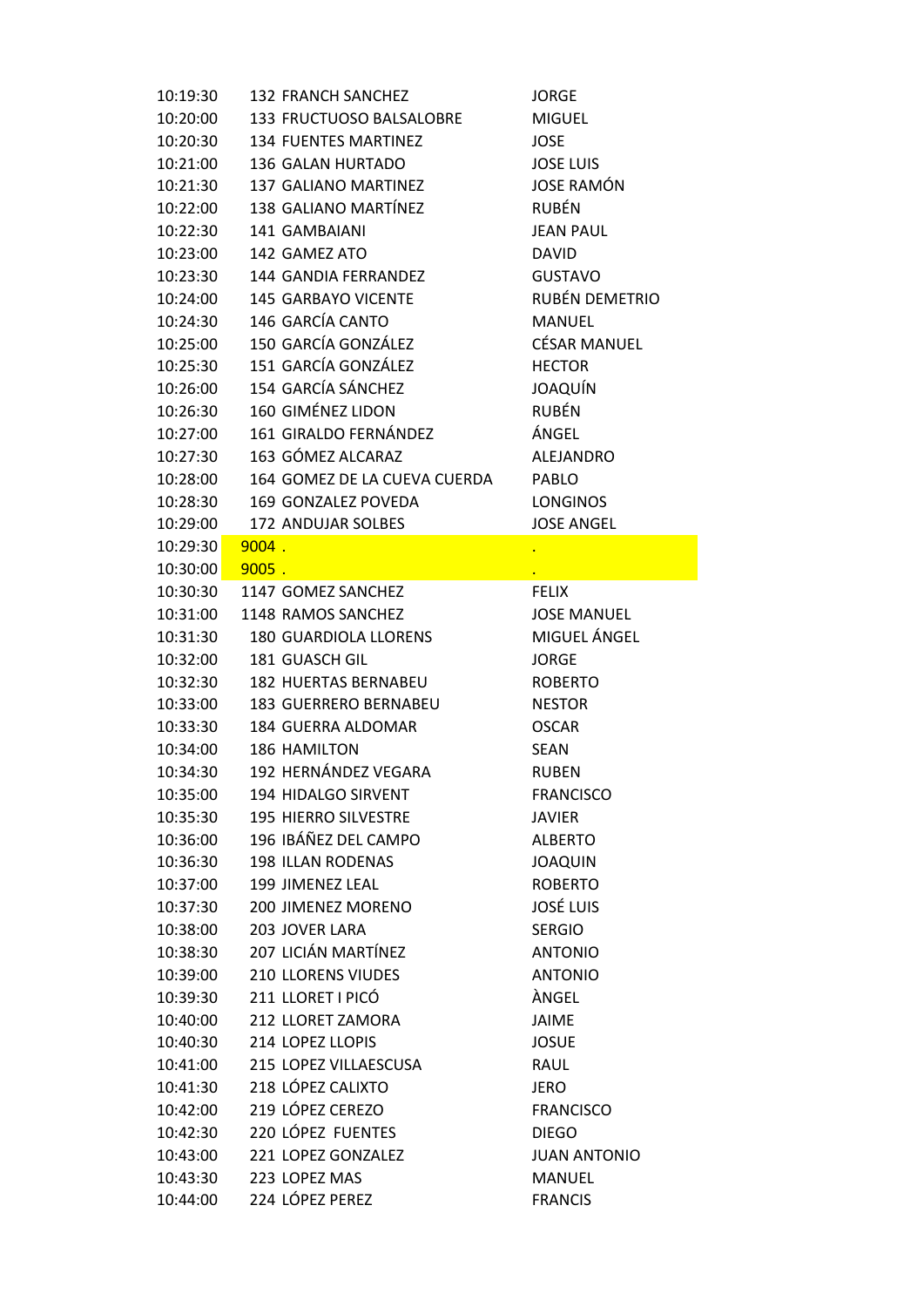| | | | |
|---|---|---|---|
| 10:19:30 | 132 | FRANCH SANCHEZ | JORGE |
| 10:20:00 | 133 | FRUCTUOSO BALSALOBRE | MIGUEL |
| 10:20:30 | 134 | FUENTES MARTINEZ | JOSE |
| 10:21:00 | 136 | GALAN HURTADO | JOSE LUIS |
| 10:21:30 | 137 | GALIANO MARTINEZ | JOSE RAMÓN |
| 10:22:00 | 138 | GALIANO MARTÍNEZ | RUBÉN |
| 10:22:30 | 141 | GAMBAIANI | JEAN PAUL |
| 10:23:00 | 142 | GAMEZ ATO | DAVID |
| 10:23:30 | 144 | GANDIA FERRANDEZ | GUSTAVO |
| 10:24:00 | 145 | GARBAYO VICENTE | RUBÉN DEMETRIO |
| 10:24:30 | 146 | GARCÍA CANTO | MANUEL |
| 10:25:00 | 150 | GARCÍA GONZÁLEZ | CÉSAR MANUEL |
| 10:25:30 | 151 | GARCÍA GONZÁLEZ | HECTOR |
| 10:26:00 | 154 | GARCÍA SÁNCHEZ | JOAQUÍN |
| 10:26:30 | 160 | GIMÉNEZ LIDON | RUBÉN |
| 10:27:00 | 161 | GIRALDO FERNÁNDEZ | ÁNGEL |
| 10:27:30 | 163 | GÓMEZ ALCARAZ | ALEJANDRO |
| 10:28:00 | 164 | GOMEZ DE LA CUEVA CUERDA | PABLO |
| 10:28:30 | 169 | GONZALEZ POVEDA | LONGINOS |
| 10:29:00 | 172 | ANDUJAR SOLBES | JOSE ANGEL |
| 10:29:30 | 9004 | . | . |
| 10:30:00 | 9005 | . | . |
| 10:30:30 | 1147 | GOMEZ SANCHEZ | FELIX |
| 10:31:00 | 1148 | RAMOS SANCHEZ | JOSE MANUEL |
| 10:31:30 | 180 | GUARDIOLA LLORENS | MIGUEL ÁNGEL |
| 10:32:00 | 181 | GUASCH GIL | JORGE |
| 10:32:30 | 182 | HUERTAS BERNABEU | ROBERTO |
| 10:33:00 | 183 | GUERRERO BERNABEU | NESTOR |
| 10:33:30 | 184 | GUERRA ALDOMAR | OSCAR |
| 10:34:00 | 186 | HAMILTON | SEAN |
| 10:34:30 | 192 | HERNÁNDEZ VEGARA | RUBEN |
| 10:35:00 | 194 | HIDALGO SIRVENT | FRANCISCO |
| 10:35:30 | 195 | HIERRO SILVESTRE | JAVIER |
| 10:36:00 | 196 | IBÁÑEZ DEL CAMPO | ALBERTO |
| 10:36:30 | 198 | ILLAN RODENAS | JOAQUIN |
| 10:37:00 | 199 | JIMENEZ LEAL | ROBERTO |
| 10:37:30 | 200 | JIMENEZ MORENO | JOSÉ LUIS |
| 10:38:00 | 203 | JOVER LARA | SERGIO |
| 10:38:30 | 207 | LICIÁN MARTÍNEZ | ANTONIO |
| 10:39:00 | 210 | LLORENS VIUDES | ANTONIO |
| 10:39:30 | 211 | LLORET I PICÓ | ÀNGEL |
| 10:40:00 | 212 | LLORET ZAMORA | JAIME |
| 10:40:30 | 214 | LOPEZ LLOPIS | JOSUE |
| 10:41:00 | 215 | LOPEZ VILLAESCUSA | RAUL |
| 10:41:30 | 218 | LÓPEZ CALIXTO | JERO |
| 10:42:00 | 219 | LÓPEZ CEREZO | FRANCISCO |
| 10:42:30 | 220 | LÓPEZ  FUENTES | DIEGO |
| 10:43:00 | 221 | LOPEZ GONZALEZ | JUAN ANTONIO |
| 10:43:30 | 223 | LOPEZ MAS | MANUEL |
| 10:44:00 | 224 | LÓPEZ PEREZ | FRANCIS |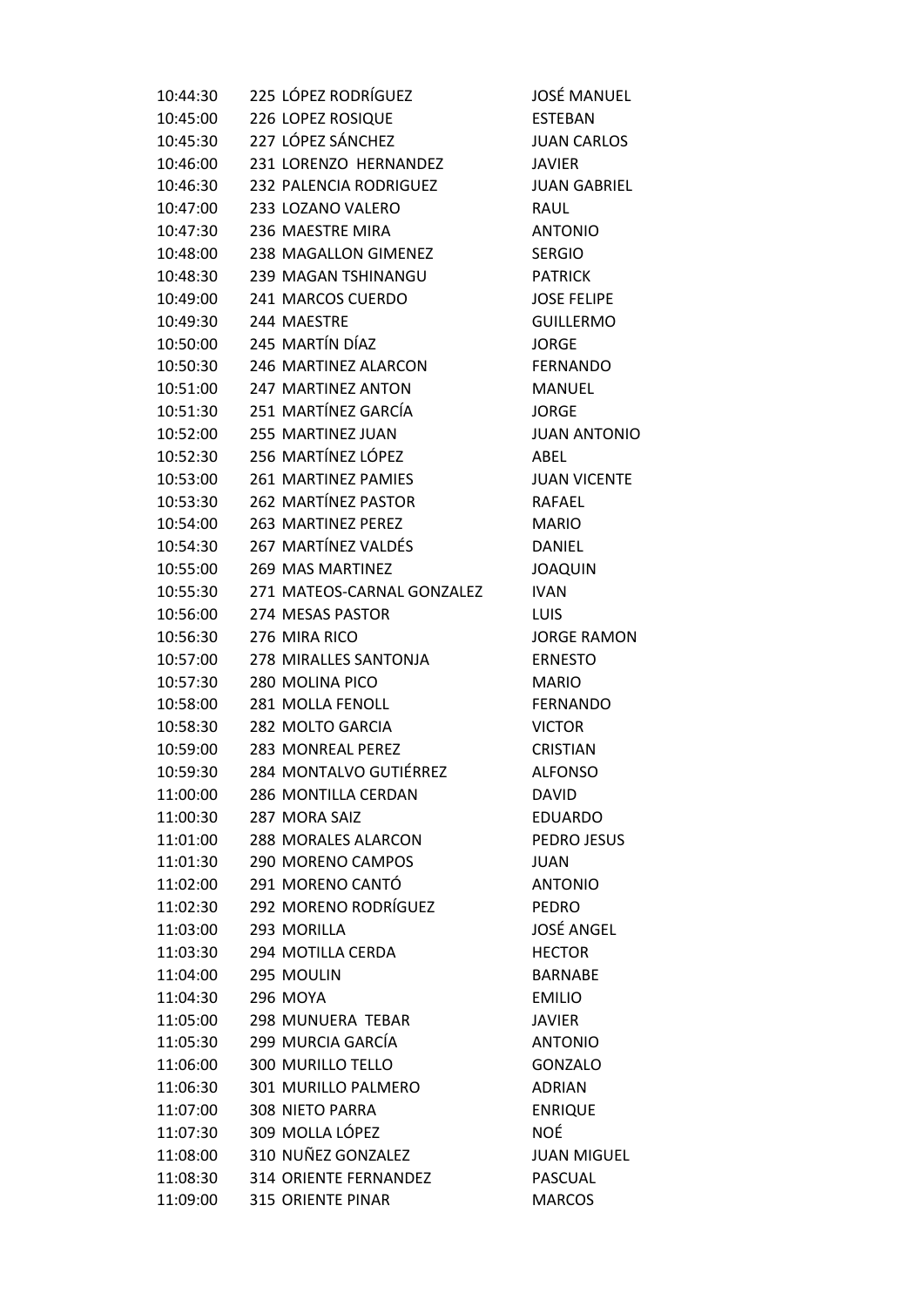| | | | |
|---|---|---|---|
| 10:44:30 | 225 | LÓPEZ RODRÍGUEZ | JOSÉ MANUEL |
| 10:45:00 | 226 | LOPEZ ROSIQUE | ESTEBAN |
| 10:45:30 | 227 | LÓPEZ SÁNCHEZ | JUAN CARLOS |
| 10:46:00 | 231 | LORENZO HERNANDEZ | JAVIER |
| 10:46:30 | 232 | PALENCIA RODRIGUEZ | JUAN GABRIEL |
| 10:47:00 | 233 | LOZANO VALERO | RAUL |
| 10:47:30 | 236 | MAESTRE MIRA | ANTONIO |
| 10:48:00 | 238 | MAGALLON GIMENEZ | SERGIO |
| 10:48:30 | 239 | MAGAN TSHINANGU | PATRICK |
| 10:49:00 | 241 | MARCOS CUERDO | JOSE FELIPE |
| 10:49:30 | 244 | MAESTRE | GUILLERMO |
| 10:50:00 | 245 | MARTÍN DÍAZ | JORGE |
| 10:50:30 | 246 | MARTINEZ ALARCON | FERNANDO |
| 10:51:00 | 247 | MARTINEZ ANTON | MANUEL |
| 10:51:30 | 251 | MARTÍNEZ GARCÍA | JORGE |
| 10:52:00 | 255 | MARTINEZ JUAN | JUAN ANTONIO |
| 10:52:30 | 256 | MARTÍNEZ LÓPEZ | ABEL |
| 10:53:00 | 261 | MARTINEZ PAMIES | JUAN VICENTE |
| 10:53:30 | 262 | MARTÍNEZ PASTOR | RAFAEL |
| 10:54:00 | 263 | MARTINEZ PEREZ | MARIO |
| 10:54:30 | 267 | MARTÍNEZ VALDÉS | DANIEL |
| 10:55:00 | 269 | MAS MARTINEZ | JOAQUIN |
| 10:55:30 | 271 | MATEOS-CARNAL GONZALEZ | IVAN |
| 10:56:00 | 274 | MESAS PASTOR | LUIS |
| 10:56:30 | 276 | MIRA RICO | JORGE RAMON |
| 10:57:00 | 278 | MIRALLES SANTONJA | ERNESTO |
| 10:57:30 | 280 | MOLINA PICO | MARIO |
| 10:58:00 | 281 | MOLLA FENOLL | FERNANDO |
| 10:58:30 | 282 | MOLTO GARCIA | VICTOR |
| 10:59:00 | 283 | MONREAL PEREZ | CRISTIAN |
| 10:59:30 | 284 | MONTALVO GUTIÉRREZ | ALFONSO |
| 11:00:00 | 286 | MONTILLA CERDAN | DAVID |
| 11:00:30 | 287 | MORA SAIZ | EDUARDO |
| 11:01:00 | 288 | MORALES ALARCON | PEDRO JESUS |
| 11:01:30 | 290 | MORENO CAMPOS | JUAN |
| 11:02:00 | 291 | MORENO CANTÓ | ANTONIO |
| 11:02:30 | 292 | MORENO RODRÍGUEZ | PEDRO |
| 11:03:00 | 293 | MORILLA | JOSÉ ANGEL |
| 11:03:30 | 294 | MOTILLA CERDA | HECTOR |
| 11:04:00 | 295 | MOULIN | BARNABE |
| 11:04:30 | 296 | MOYA | EMILIO |
| 11:05:00 | 298 | MUNUERA TEBAR | JAVIER |
| 11:05:30 | 299 | MURCIA GARCÍA | ANTONIO |
| 11:06:00 | 300 | MURILLO TELLO | GONZALO |
| 11:06:30 | 301 | MURILLO PALMERO | ADRIAN |
| 11:07:00 | 308 | NIETO PARRA | ENRIQUE |
| 11:07:30 | 309 | MOLLA LÓPEZ | NOÉ |
| 11:08:00 | 310 | NUÑEZ GONZALEZ | JUAN MIGUEL |
| 11:08:30 | 314 | ORIENTE FERNANDEZ | PASCUAL |
| 11:09:00 | 315 | ORIENTE PINAR | MARCOS |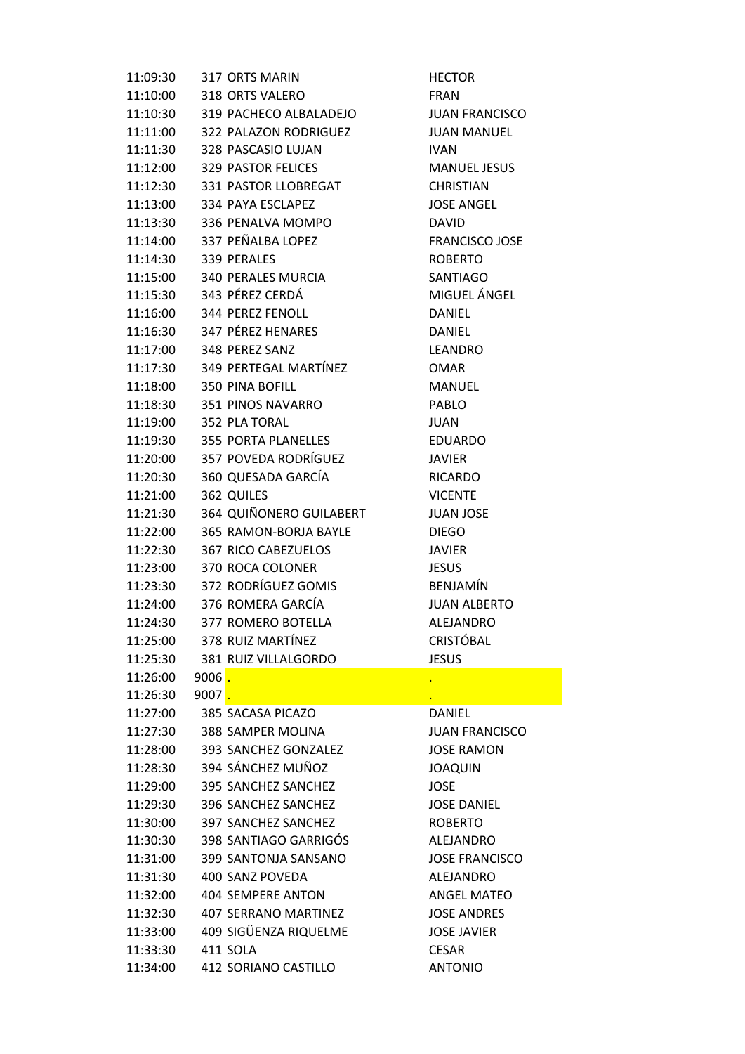| | | | |
|---|---|---|---|
| 11:09:30 | 317 | ORTS MARIN | HECTOR |
| 11:10:00 | 318 | ORTS VALERO | FRAN |
| 11:10:30 | 319 | PACHECO ALBALADEJO | JUAN FRANCISCO |
| 11:11:00 | 322 | PALAZON RODRIGUEZ | JUAN MANUEL |
| 11:11:30 | 328 | PASCASIO LUJAN | IVAN |
| 11:12:00 | 329 | PASTOR FELICES | MANUEL JESUS |
| 11:12:30 | 331 | PASTOR LLOBREGAT | CHRISTIAN |
| 11:13:00 | 334 | PAYA ESCLAPEZ | JOSE ANGEL |
| 11:13:30 | 336 | PENALVA MOMPO | DAVID |
| 11:14:00 | 337 | PEÑALBA LOPEZ | FRANCISCO JOSE |
| 11:14:30 | 339 | PERALES | ROBERTO |
| 11:15:00 | 340 | PERALES MURCIA | SANTIAGO |
| 11:15:30 | 343 | PÉREZ CERDÁ | MIGUEL ÁNGEL |
| 11:16:00 | 344 | PEREZ FENOLL | DANIEL |
| 11:16:30 | 347 | PÉREZ HENARES | DANIEL |
| 11:17:00 | 348 | PEREZ SANZ | LEANDRO |
| 11:17:30 | 349 | PERTEGAL MARTÍNEZ | OMAR |
| 11:18:00 | 350 | PINA BOFILL | MANUEL |
| 11:18:30 | 351 | PINOS NAVARRO | PABLO |
| 11:19:00 | 352 | PLA TORAL | JUAN |
| 11:19:30 | 355 | PORTA PLANELLES | EDUARDO |
| 11:20:00 | 357 | POVEDA RODRÍGUEZ | JAVIER |
| 11:20:30 | 360 | QUESADA GARCÍA | RICARDO |
| 11:21:00 | 362 | QUILES | VICENTE |
| 11:21:30 | 364 | QUIÑONERO GUILABERT | JUAN JOSE |
| 11:22:00 | 365 | RAMON-BORJA BAYLE | DIEGO |
| 11:22:30 | 367 | RICO CABEZUELOS | JAVIER |
| 11:23:00 | 370 | ROCA COLONER | JESUS |
| 11:23:30 | 372 | RODRÍGUEZ GOMIS | BENJAMÍN |
| 11:24:00 | 376 | ROMERA GARCÍA | JUAN ALBERTO |
| 11:24:30 | 377 | ROMERO BOTELLA | ALEJANDRO |
| 11:25:00 | 378 | RUIZ MARTÍNEZ | CRISTÓBAL |
| 11:25:30 | 381 | RUIZ VILLALGORDO | JESUS |
| 11:26:00 | 9006 | . | . |
| 11:26:30 | 9007 | . | . |
| 11:27:00 | 385 | SACASA PICAZO | DANIEL |
| 11:27:30 | 388 | SAMPER MOLINA | JUAN FRANCISCO |
| 11:28:00 | 393 | SANCHEZ GONZALEZ | JOSE RAMON |
| 11:28:30 | 394 | SÁNCHEZ MUÑOZ | JOAQUIN |
| 11:29:00 | 395 | SANCHEZ SANCHEZ | JOSE |
| 11:29:30 | 396 | SANCHEZ SANCHEZ | JOSE DANIEL |
| 11:30:00 | 397 | SANCHEZ SANCHEZ | ROBERTO |
| 11:30:30 | 398 | SANTIAGO GARRIGÓS | ALEJANDRO |
| 11:31:00 | 399 | SANTONJA SANSANO | JOSE FRANCISCO |
| 11:31:30 | 400 | SANZ POVEDA | ALEJANDRO |
| 11:32:00 | 404 | SEMPERE ANTON | ANGEL MATEO |
| 11:32:30 | 407 | SERRANO MARTINEZ | JOSE ANDRES |
| 11:33:00 | 409 | SIGÜENZA RIQUELME | JOSE JAVIER |
| 11:33:30 | 411 | SOLA | CESAR |
| 11:34:00 | 412 | SORIANO CASTILLO | ANTONIO |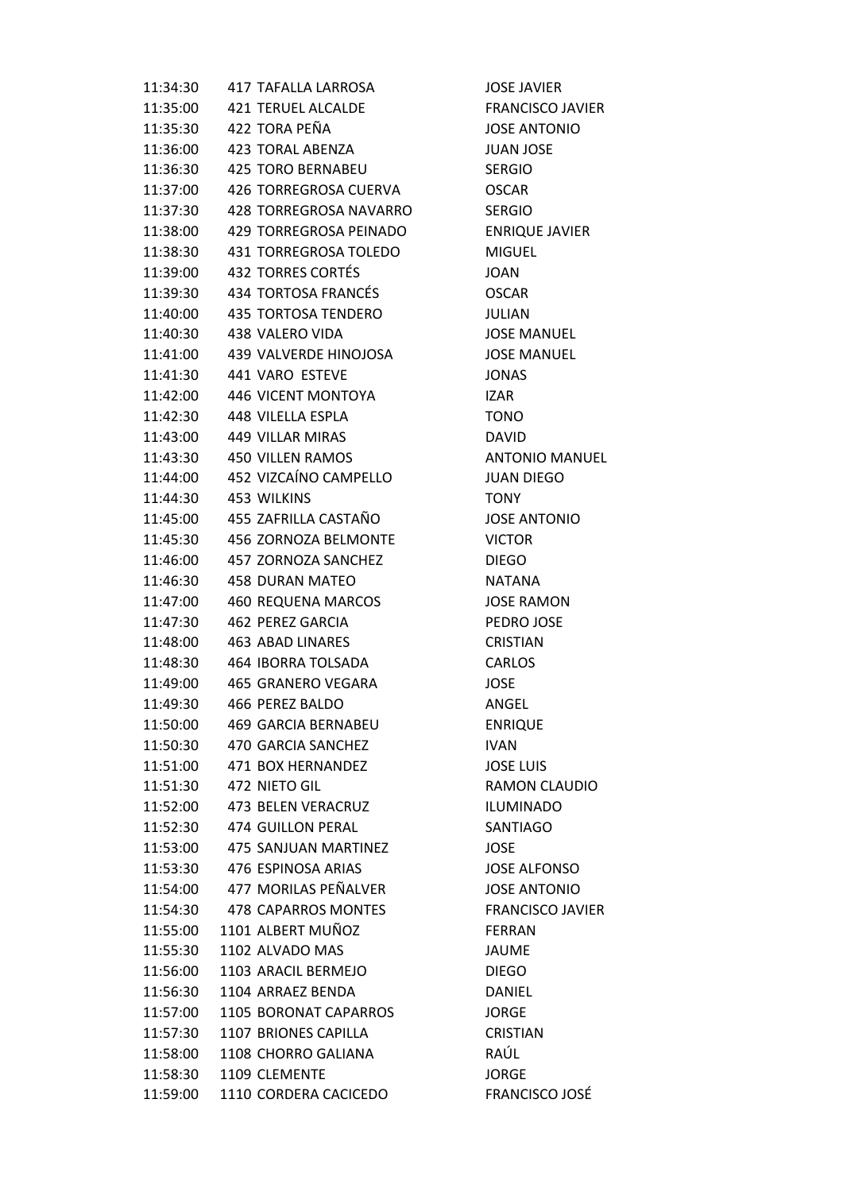| | | | |
|---|---|---|---|
| 11:34:30 | 417 | TAFALLA LARROSA | JOSE JAVIER |
| 11:35:00 | 421 | TERUEL ALCALDE | FRANCISCO JAVIER |
| 11:35:30 | 422 | TORA PEÑA | JOSE ANTONIO |
| 11:36:00 | 423 | TORAL ABENZA | JUAN JOSE |
| 11:36:30 | 425 | TORO BERNABEU | SERGIO |
| 11:37:00 | 426 | TORREGROSA CUERVA | OSCAR |
| 11:37:30 | 428 | TORREGROSA NAVARRO | SERGIO |
| 11:38:00 | 429 | TORREGROSA PEINADO | ENRIQUE JAVIER |
| 11:38:30 | 431 | TORREGROSA TOLEDO | MIGUEL |
| 11:39:00 | 432 | TORRES CORTÉS | JOAN |
| 11:39:30 | 434 | TORTOSA FRANCÉS | OSCAR |
| 11:40:00 | 435 | TORTOSA TENDERO | JULIAN |
| 11:40:30 | 438 | VALERO VIDA | JOSE MANUEL |
| 11:41:00 | 439 | VALVERDE HINOJOSA | JOSE MANUEL |
| 11:41:30 | 441 | VARO ESTEVE | JONAS |
| 11:42:00 | 446 | VICENT MONTOYA | IZAR |
| 11:42:30 | 448 | VILELLA ESPLA | TONO |
| 11:43:00 | 449 | VILLAR MIRAS | DAVID |
| 11:43:30 | 450 | VILLEN RAMOS | ANTONIO MANUEL |
| 11:44:00 | 452 | VIZCAÍNO CAMPELLO | JUAN DIEGO |
| 11:44:30 | 453 | WILKINS | TONY |
| 11:45:00 | 455 | ZAFRILLA CASTAÑO | JOSE ANTONIO |
| 11:45:30 | 456 | ZORNOZA BELMONTE | VICTOR |
| 11:46:00 | 457 | ZORNOZA SANCHEZ | DIEGO |
| 11:46:30 | 458 | DURAN MATEO | NATANA |
| 11:47:00 | 460 | REQUENA MARCOS | JOSE RAMON |
| 11:47:30 | 462 | PEREZ GARCIA | PEDRO JOSE |
| 11:48:00 | 463 | ABAD LINARES | CRISTIAN |
| 11:48:30 | 464 | IBORRA TOLSADA | CARLOS |
| 11:49:00 | 465 | GRANERO VEGARA | JOSE |
| 11:49:30 | 466 | PEREZ BALDO | ANGEL |
| 11:50:00 | 469 | GARCIA BERNABEU | ENRIQUE |
| 11:50:30 | 470 | GARCIA SANCHEZ | IVAN |
| 11:51:00 | 471 | BOX HERNANDEZ | JOSE LUIS |
| 11:51:30 | 472 | NIETO GIL | RAMON CLAUDIO |
| 11:52:00 | 473 | BELEN VERACRUZ | ILUMINADO |
| 11:52:30 | 474 | GUILLON PERAL | SANTIAGO |
| 11:53:00 | 475 | SANJUAN MARTINEZ | JOSE |
| 11:53:30 | 476 | ESPINOSA ARIAS | JOSE ALFONSO |
| 11:54:00 | 477 | MORILAS PEÑALVER | JOSE ANTONIO |
| 11:54:30 | 478 | CAPARROS MONTES | FRANCISCO JAVIER |
| 11:55:00 | 1101 | ALBERT MUÑOZ | FERRAN |
| 11:55:30 | 1102 | ALVADO MAS | JAUME |
| 11:56:00 | 1103 | ARACIL BERMEJO | DIEGO |
| 11:56:30 | 1104 | ARRAEZ BENDA | DANIEL |
| 11:57:00 | 1105 | BORONAT CAPARROS | JORGE |
| 11:57:30 | 1107 | BRIONES CAPILLA | CRISTIAN |
| 11:58:00 | 1108 | CHORRO GALIANA | RAÚL |
| 11:58:30 | 1109 | CLEMENTE | JORGE |
| 11:59:00 | 1110 | CORDERA CACICEDO | FRANCISCO JOSÉ |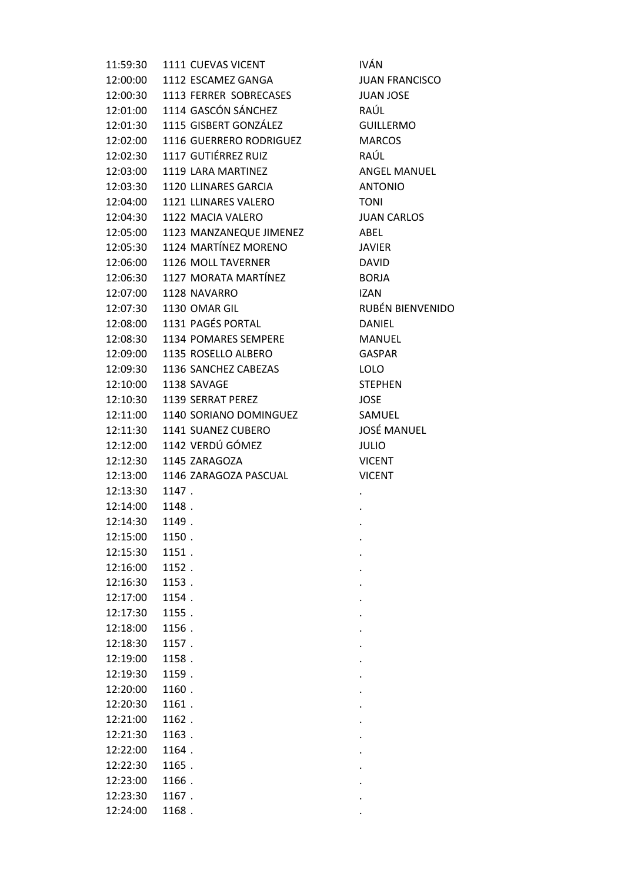| | | | |
|---|---|---|---|
| 11:59:30 | 1111 | CUEVAS VICENT | IVÁN |
| 12:00:00 | 1112 | ESCAMEZ GANGA | JUAN FRANCISCO |
| 12:00:30 | 1113 | FERRER SOBRECASES | JUAN JOSE |
| 12:01:00 | 1114 | GASCÓN SÁNCHEZ | RAÚL |
| 12:01:30 | 1115 | GISBERT GONZÁLEZ | GUILLERMO |
| 12:02:00 | 1116 | GUERRERO RODRIGUEZ | MARCOS |
| 12:02:30 | 1117 | GUTIÉRREZ RUIZ | RAÚL |
| 12:03:00 | 1119 | LARA MARTINEZ | ANGEL MANUEL |
| 12:03:30 | 1120 | LLINARES GARCIA | ANTONIO |
| 12:04:00 | 1121 | LLINARES VALERO | TONI |
| 12:04:30 | 1122 | MACIA VALERO | JUAN CARLOS |
| 12:05:00 | 1123 | MANZANEQUE JIMENEZ | ABEL |
| 12:05:30 | 1124 | MARTÍNEZ MORENO | JAVIER |
| 12:06:00 | 1126 | MOLL TAVERNER | DAVID |
| 12:06:30 | 1127 | MORATA MARTÍNEZ | BORJA |
| 12:07:00 | 1128 | NAVARRO | IZAN |
| 12:07:30 | 1130 | OMAR GIL | RUBÉN BIENVENIDO |
| 12:08:00 | 1131 | PAGÉS PORTAL | DANIEL |
| 12:08:30 | 1134 | POMARES SEMPERE | MANUEL |
| 12:09:00 | 1135 | ROSELLO ALBERO | GASPAR |
| 12:09:30 | 1136 | SANCHEZ CABEZAS | LOLO |
| 12:10:00 | 1138 | SAVAGE | STEPHEN |
| 12:10:30 | 1139 | SERRAT PEREZ | JOSE |
| 12:11:00 | 1140 | SORIANO DOMINGUEZ | SAMUEL |
| 12:11:30 | 1141 | SUANEZ CUBERO | JOSÉ MANUEL |
| 12:12:00 | 1142 | VERDÚ GÓMEZ | JULIO |
| 12:12:30 | 1145 | ZARAGOZA | VICENT |
| 12:13:00 | 1146 | ZARAGOZA PASCUAL | VICENT |
| 12:13:30 | 1147 | . | . |
| 12:14:00 | 1148 | . | . |
| 12:14:30 | 1149 | . | . |
| 12:15:00 | 1150 | . | . |
| 12:15:30 | 1151 | . | . |
| 12:16:00 | 1152 | . | . |
| 12:16:30 | 1153 | . | . |
| 12:17:00 | 1154 | . | . |
| 12:17:30 | 1155 | . | . |
| 12:18:00 | 1156 | . | . |
| 12:18:30 | 1157 | . | . |
| 12:19:00 | 1158 | . | . |
| 12:19:30 | 1159 | . | . |
| 12:20:00 | 1160 | . | . |
| 12:20:30 | 1161 | . | . |
| 12:21:00 | 1162 | . | . |
| 12:21:30 | 1163 | . | . |
| 12:22:00 | 1164 | . | . |
| 12:22:30 | 1165 | . | . |
| 12:23:00 | 1166 | . | . |
| 12:23:30 | 1167 | . | . |
| 12:24:00 | 1168 | . | . |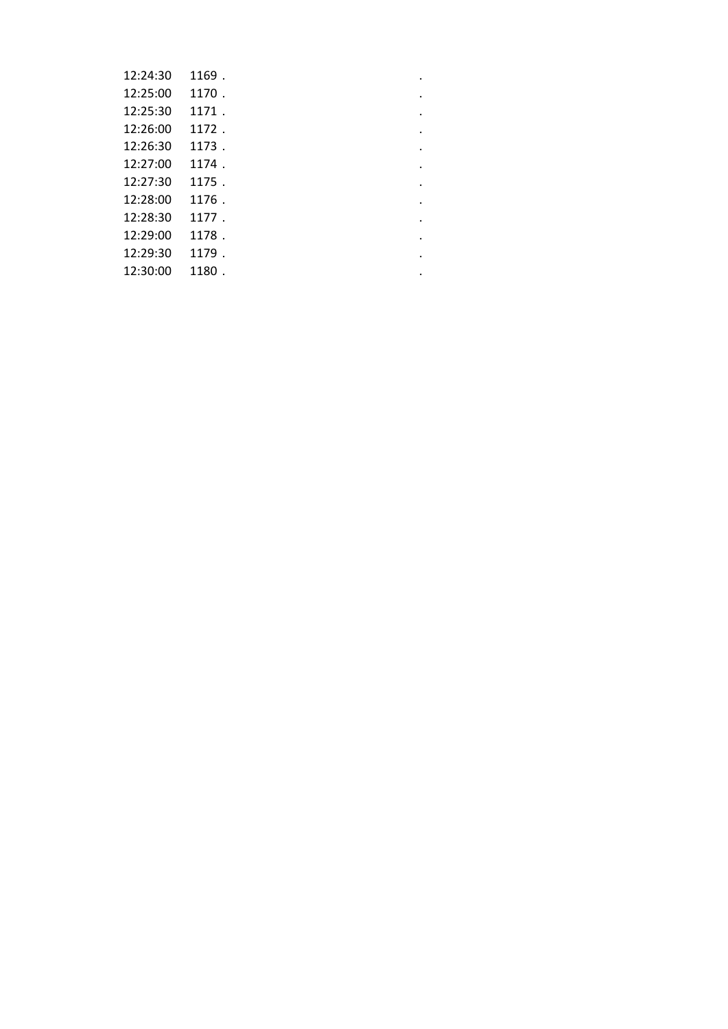| | | | |
|---|---|---|---|
| 12:24:30 | 1169 | . | . |
| 12:25:00 | 1170 | . | . |
| 12:25:30 | 1171 | . | . |
| 12:26:00 | 1172 | . | . |
| 12:26:30 | 1173 | . | . |
| 12:27:00 | 1174 | . | . |
| 12:27:30 | 1175 | . | . |
| 12:28:00 | 1176 | . | . |
| 12:28:30 | 1177 | . | . |
| 12:29:00 | 1178 | . | . |
| 12:29:30 | 1179 | . | . |
| 12:30:00 | 1180 | . | . |